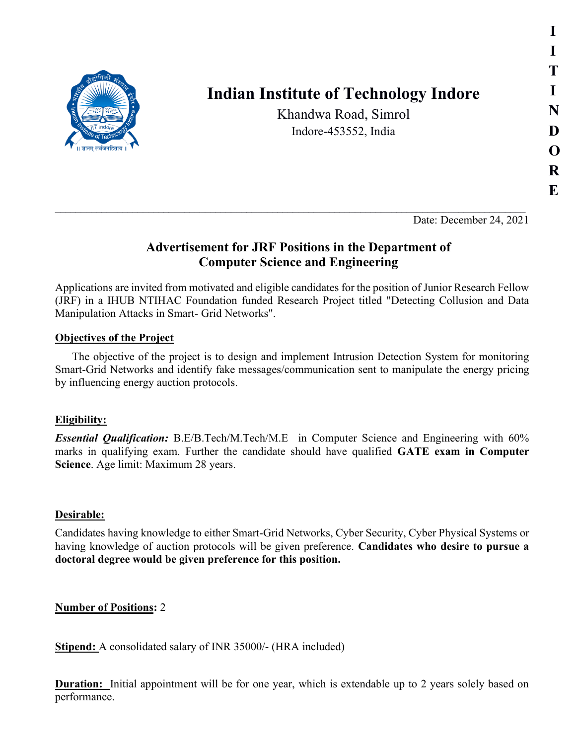# Indian Institute of Technology Indore

Khandwa Road, Simrol

Indore-453552, India

I I T I N D O R E

Date: December 24, 2021

## Advertisement for JRF Positions in the Department of Computer Science and Engineering

Applications are invited from motivated and eligible candidates for the position of Junior Research Fellow (JRF) in a IHUB NTIHAC Foundation funded Research Project titled "Detecting Collusion and Data Manipulation Attacks in Smart- Grid Networks".

**Objectives of the Project**

The objective of the project is to design and implement Intrusion Detection System for monitoring Smart-Grid Networks and identify fake messages/communication sent to manipulate the energy pricing by influencing energy auction protocols.

**Eligibility:**

***Essential Qualification:*** B.E/B.Tech/M.Tech/M.E in Computer Science and Engineering with 60% marks in qualifying exam. Further the candidate should have qualified **GATE exam in Computer Science**. Age limit: Maximum 28 years.

**Desirable:**

Candidates having knowledge to either Smart-Grid Networks, Cyber Security, Cyber Physical Systems or having knowledge of auction protocols will be given preference. **Candidates who desire to pursue a doctoral degree would be given preference for this position.**

**Number of Positions:** 2

**Stipend:** A consolidated salary of INR 35000/- (HRA included)

**Duration:** Initial appointment will be for one year, which is extendable up to 2 years solely based on performance.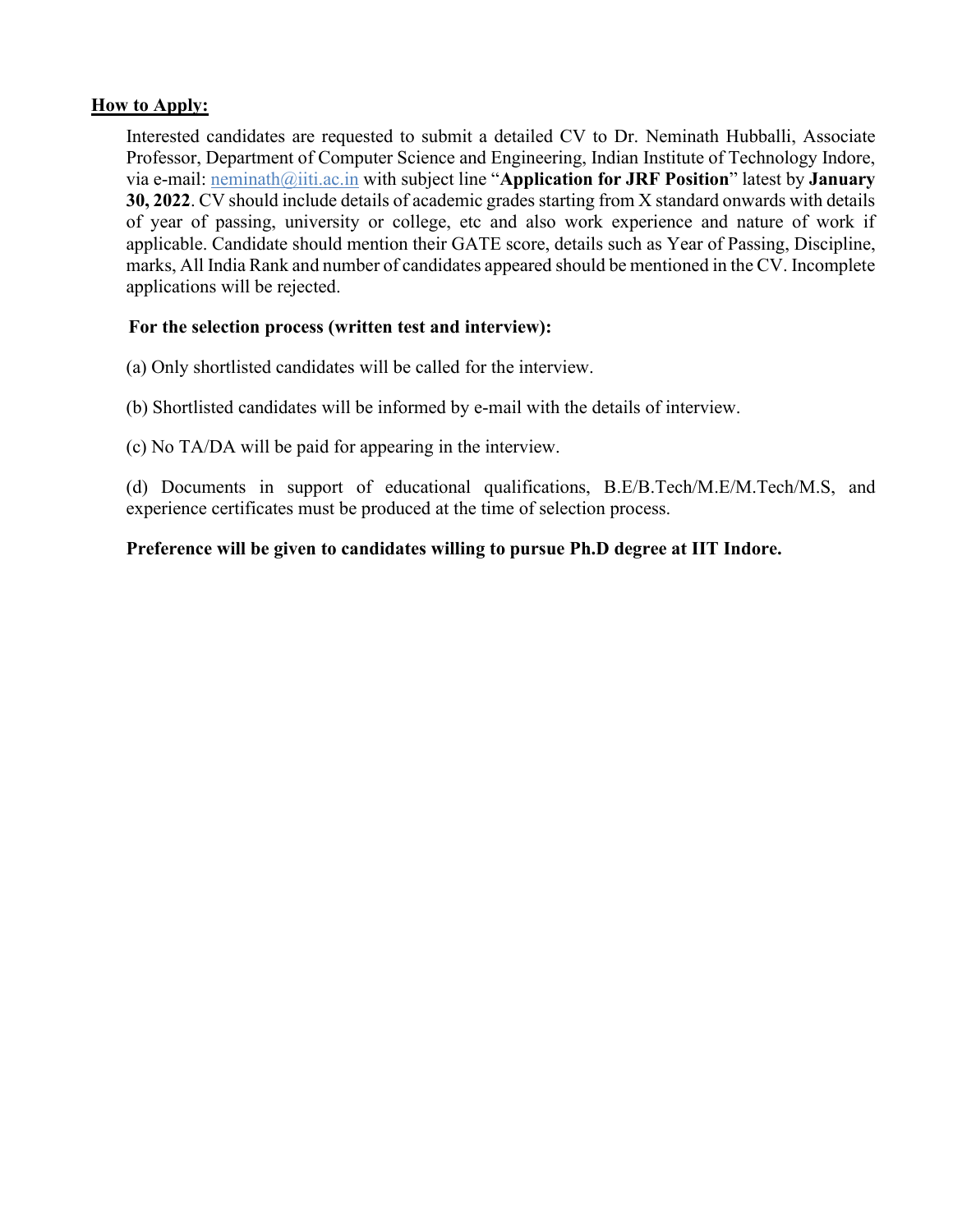## How to Apply:

Interested candidates are requested to submit a detailed CV to Dr. Neminath Hubballi, Associate Professor, Department of Computer Science and Engineering, Indian Institute of Technology Indore, via e-mail: neminath@iiti.ac.in with subject line "**Application for JRF Position**" latest by **January 30, 2022**. CV should include details of academic grades starting from X standard onwards with details of year of passing, university or college, etc and also work experience and nature of work if applicable. Candidate should mention their GATE score, details such as Year of Passing, Discipline, marks, All India Rank and number of candidates appeared should be mentioned in the CV. Incomplete applications will be rejected.

**For the selection process (written test and interview):**

(a) Only shortlisted candidates will be called for the interview.

(b) Shortlisted candidates will be informed by e-mail with the details of interview.

(c) No TA/DA will be paid for appearing in the interview.

(d) Documents in support of educational qualifications, B.E/B.Tech/M.E/M.Tech/M.S, and experience certificates must be produced at the time of selection process.

**Preference will be given to candidates willing to pursue Ph.D degree at IIT Indore.**